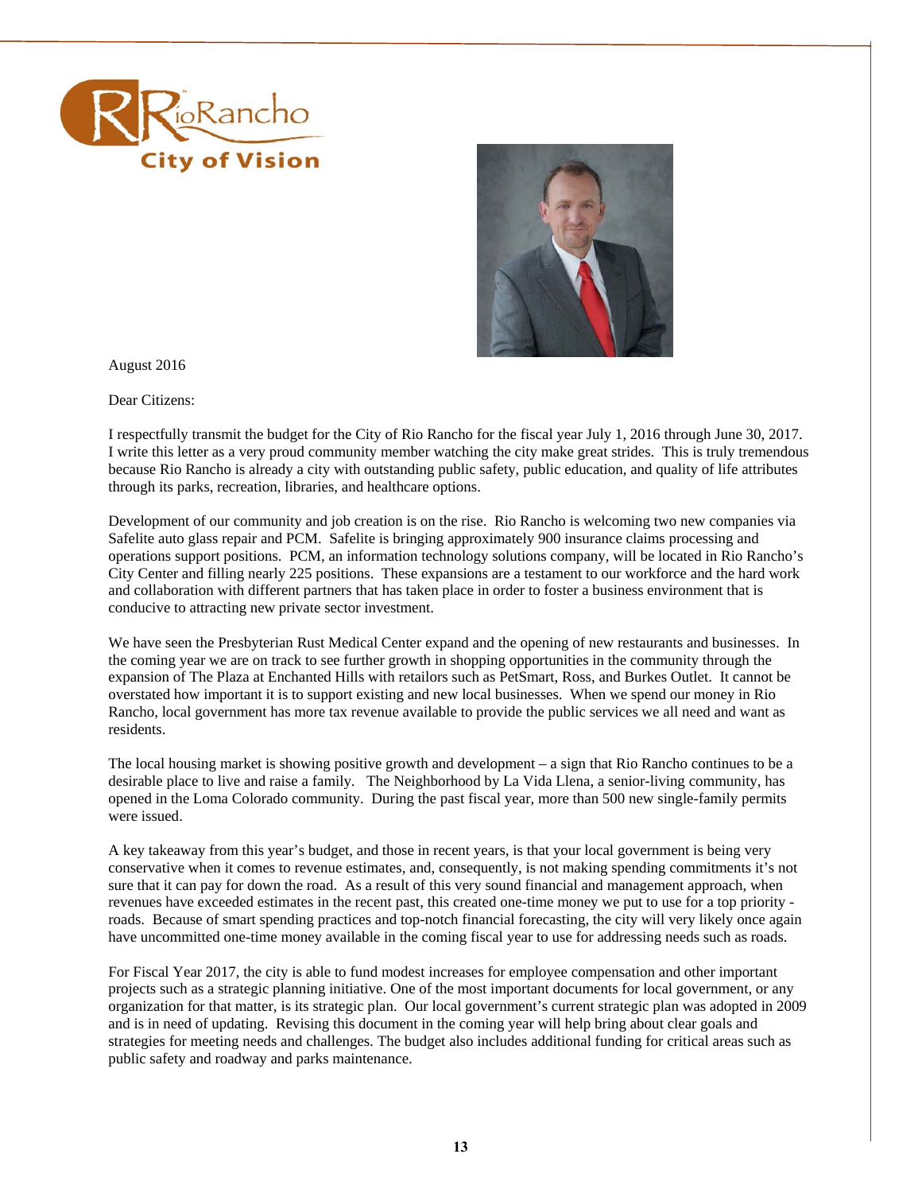August 2016

Dear Citizens:

I respectfully transmit the budget for the City of Rio Rancho for the fiscal year July 1, 2016 through June 30, 2017. I write this letter as a very proud community member watching the city make great strides. This is truly tremendous because Rio Rancho is already a city with outstanding public safety, public education, and quality of life attributes through its parks, recreation, libraries, and healthcare options.

Development of our community and job creation is on the rise. Rio Rancho is welcoming two new companies via Safelite auto glass repair and PCM. Safelite is bringing approximately 900 insurance claims processing and operations support positions. PCM, an information technology solutions company, will be located in Rio Rancho's City Center and filling nearly 225 positions. These expansions are a testament to our workforce and the hard work and collaboration with different partners that has taken place in order to foster a business environment that is conducive to attracting new private sector investment.

We have seen the Presbyterian Rust Medical Center expand and the opening of new restaurants and businesses. In the coming year we are on track to see further growth in shopping opportunities in the community through the expansion of The Plaza at Enchanted Hills with retailors such as PetSmart, Ross, and Burkes Outlet. It cannot be overstated how important it is to support existing and new local businesses. When we spend our money in Rio Rancho, local government has more tax revenue available to provide the public services we all need and want as residents.

The local housing market is showing positive growth and development – a sign that Rio Rancho continues to be a desirable place to live and raise a family. The Neighborhood by La Vida Llena, a senior-living community, has opened in the Loma Colorado community. During the past fiscal year, more than 500 new single-family permits were issued.

A key takeaway from this year's budget, and those in recent years, is that your local government is being very conservative when it comes to revenue estimates, and, consequently, is not making spending commitments it's not sure that it can pay for down the road. As a result of this very sound financial and management approach, when revenues have exceeded estimates in the recent past, this created one-time money we put to use for a top priority - roads. Because of smart spending practices and top-notch financial forecasting, the city will very likely once again have uncommitted one-time money available in the coming fiscal year to use for addressing needs such as roads.

For Fiscal Year 2017, the city is able to fund modest increases for employee compensation and other important projects such as a strategic planning initiative. One of the most important documents for local government, or any organization for that matter, is its strategic plan. Our local government's current strategic plan was adopted in 2009 and is in need of updating. Revising this document in the coming year will help bring about clear goals and strategies for meeting needs and challenges. The budget also includes additional funding for critical areas such as public safety and roadway and parks maintenance.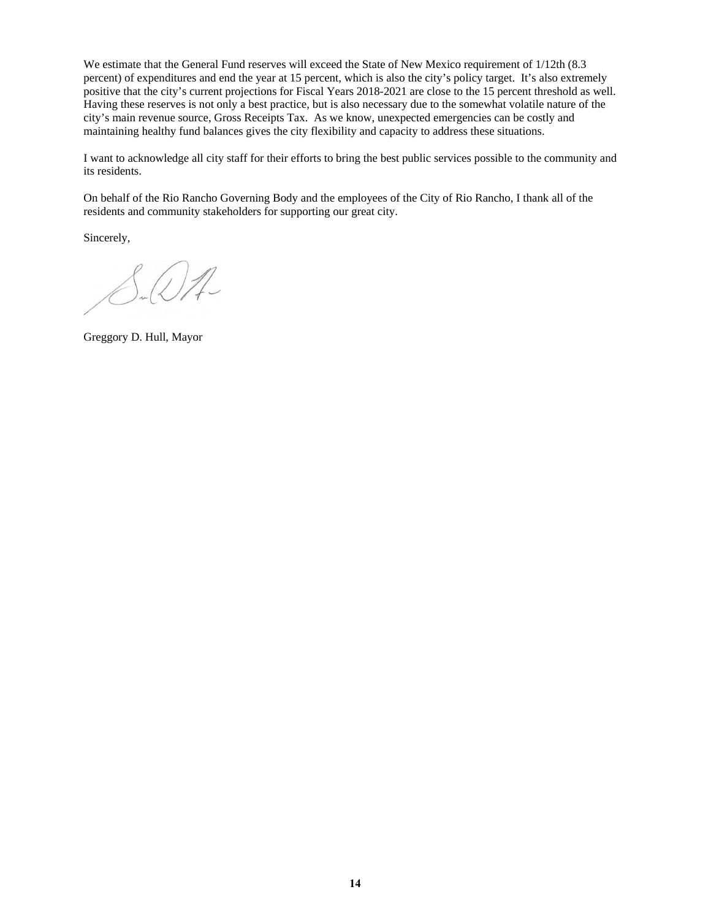We estimate that the General Fund reserves will exceed the State of New Mexico requirement of 1/12th (8.3 percent) of expenditures and end the year at 15 percent, which is also the city's policy target. It's also extremely positive that the city's current projections for Fiscal Years 2018-2021 are close to the 15 percent threshold as well. Having these reserves is not only a best practice, but is also necessary due to the somewhat volatile nature of the city's main revenue source, Gross Receipts Tax. As we know, unexpected emergencies can be costly and maintaining healthy fund balances gives the city flexibility and capacity to address these situations.

I want to acknowledge all city staff for their efforts to bring the best public services possible to the community and its residents.

On behalf of the Rio Rancho Governing Body and the employees of the City of Rio Rancho, I thank all of the residents and community stakeholders for supporting our great city.

Sincerely,

Greggory D. Hull, Mayor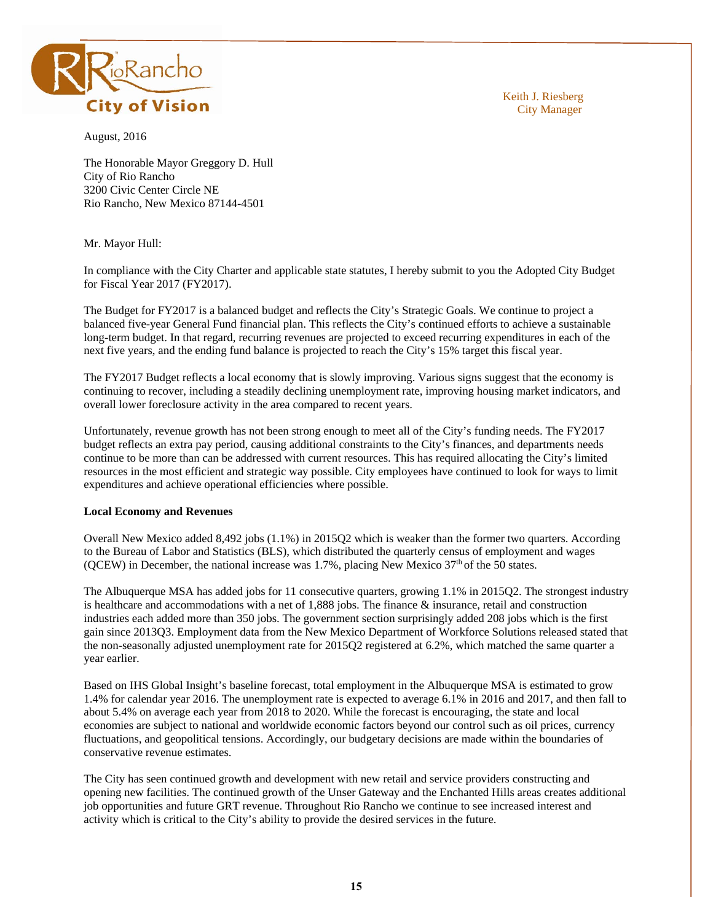RioRancho
City of Vision

Keith J. Riesberg
City Manager

August, 2016

The Honorable Mayor Greggory D. Hull
City of Rio Rancho
3200 Civic Center Circle NE
Rio Rancho, New Mexico 87144-4501

Mr. Mayor Hull:

In compliance with the City Charter and applicable state statutes, I hereby submit to you the Adopted City Budget for Fiscal Year 2017 (FY2017).

The Budget for FY2017 is a balanced budget and reflects the City's Strategic Goals. We continue to project a balanced five-year General Fund financial plan. This reflects the City's continued efforts to achieve a sustainable long-term budget. In that regard, recurring revenues are projected to exceed recurring expenditures in each of the next five years, and the ending fund balance is projected to reach the City's 15% target this fiscal year.

The FY2017 Budget reflects a local economy that is slowly improving. Various signs suggest that the economy is continuing to recover, including a steadily declining unemployment rate, improving housing market indicators, and overall lower foreclosure activity in the area compared to recent years.

Unfortunately, revenue growth has not been strong enough to meet all of the City's funding needs. The FY2017 budget reflects an extra pay period, causing additional constraints to the City's finances, and departments needs continue to be more than can be addressed with current resources. This has required allocating the City's limited resources in the most efficient and strategic way possible. City employees have continued to look for ways to limit expenditures and achieve operational efficiencies where possible.

**Local Economy and Revenues**

Overall New Mexico added 8,492 jobs (1.1%) in 2015Q2 which is weaker than the former two quarters. According to the Bureau of Labor and Statistics (BLS), which distributed the quarterly census of employment and wages (QCEW) in December, the national increase was 1.7%, placing New Mexico 37th of the 50 states.

The Albuquerque MSA has added jobs for 11 consecutive quarters, growing 1.1% in 2015Q2. The strongest industry is healthcare and accommodations with a net of 1,888 jobs. The finance & insurance, retail and construction industries each added more than 350 jobs. The government section surprisingly added 208 jobs which is the first gain since 2013Q3. Employment data from the New Mexico Department of Workforce Solutions released stated that the non-seasonally adjusted unemployment rate for 2015Q2 registered at 6.2%, which matched the same quarter a year earlier.

Based on IHS Global Insight's baseline forecast, total employment in the Albuquerque MSA is estimated to grow 1.4% for calendar year 2016. The unemployment rate is expected to average 6.1% in 2016 and 2017, and then fall to about 5.4% on average each year from 2018 to 2020. While the forecast is encouraging, the state and local economies are subject to national and worldwide economic factors beyond our control such as oil prices, currency fluctuations, and geopolitical tensions. Accordingly, our budgetary decisions are made within the boundaries of conservative revenue estimates.

The City has seen continued growth and development with new retail and service providers constructing and opening new facilities. The continued growth of the Unser Gateway and the Enchanted Hills areas creates additional job opportunities and future GRT revenue. Throughout Rio Rancho we continue to see increased interest and activity which is critical to the City's ability to provide the desired services in the future.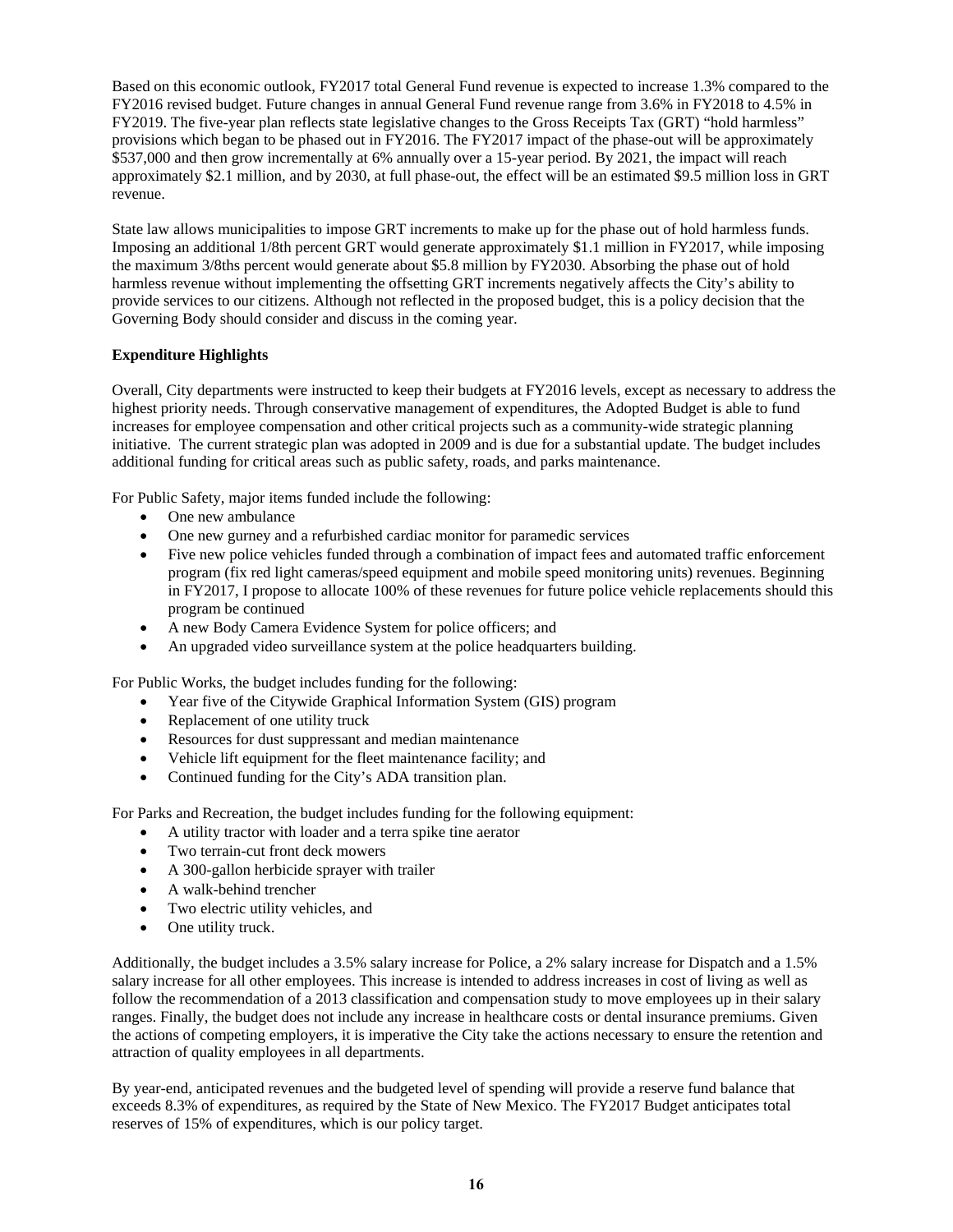Based on this economic outlook, FY2017 total General Fund revenue is expected to increase 1.3% compared to the FY2016 revised budget. Future changes in annual General Fund revenue range from 3.6% in FY2018 to 4.5% in FY2019. The five-year plan reflects state legislative changes to the Gross Receipts Tax (GRT) "hold harmless" provisions which began to be phased out in FY2016. The FY2017 impact of the phase-out will be approximately $537,000 and then grow incrementally at 6% annually over a 15-year period. By 2021, the impact will reach approximately $2.1 million, and by 2030, at full phase-out, the effect will be an estimated $9.5 million loss in GRT revenue.

State law allows municipalities to impose GRT increments to make up for the phase out of hold harmless funds. Imposing an additional 1/8th percent GRT would generate approximately $1.1 million in FY2017, while imposing the maximum 3/8ths percent would generate about $5.8 million by FY2030. Absorbing the phase out of hold harmless revenue without implementing the offsetting GRT increments negatively affects the City's ability to provide services to our citizens. Although not reflected in the proposed budget, this is a policy decision that the Governing Body should consider and discuss in the coming year.

**Expenditure Highlights**

Overall, City departments were instructed to keep their budgets at FY2016 levels, except as necessary to address the highest priority needs. Through conservative management of expenditures, the Adopted Budget is able to fund increases for employee compensation and other critical projects such as a community-wide strategic planning initiative. The current strategic plan was adopted in 2009 and is due for a substantial update. The budget includes additional funding for critical areas such as public safety, roads, and parks maintenance.

For Public Safety, major items funded include the following:

- One new ambulance
- One new gurney and a refurbished cardiac monitor for paramedic services
- Five new police vehicles funded through a combination of impact fees and automated traffic enforcement program (fix red light cameras/speed equipment and mobile speed monitoring units) revenues. Beginning in FY2017, I propose to allocate 100% of these revenues for future police vehicle replacements should this program be continued
- A new Body Camera Evidence System for police officers; and
- An upgraded video surveillance system at the police headquarters building.

For Public Works, the budget includes funding for the following:

- Year five of the Citywide Graphical Information System (GIS) program
- Replacement of one utility truck
- Resources for dust suppressant and median maintenance
- Vehicle lift equipment for the fleet maintenance facility; and
- Continued funding for the City's ADA transition plan.

For Parks and Recreation, the budget includes funding for the following equipment:

- A utility tractor with loader and a terra spike tine aerator
- Two terrain-cut front deck mowers
- A 300-gallon herbicide sprayer with trailer
- A walk-behind trencher
- Two electric utility vehicles, and
- One utility truck.

Additionally, the budget includes a 3.5% salary increase for Police, a 2% salary increase for Dispatch and a 1.5% salary increase for all other employees. This increase is intended to address increases in cost of living as well as follow the recommendation of a 2013 classification and compensation study to move employees up in their salary ranges. Finally, the budget does not include any increase in healthcare costs or dental insurance premiums. Given the actions of competing employers, it is imperative the City take the actions necessary to ensure the retention and attraction of quality employees in all departments.

By year-end, anticipated revenues and the budgeted level of spending will provide a reserve fund balance that exceeds 8.3% of expenditures, as required by the State of New Mexico. The FY2017 Budget anticipates total reserves of 15% of expenditures, which is our policy target.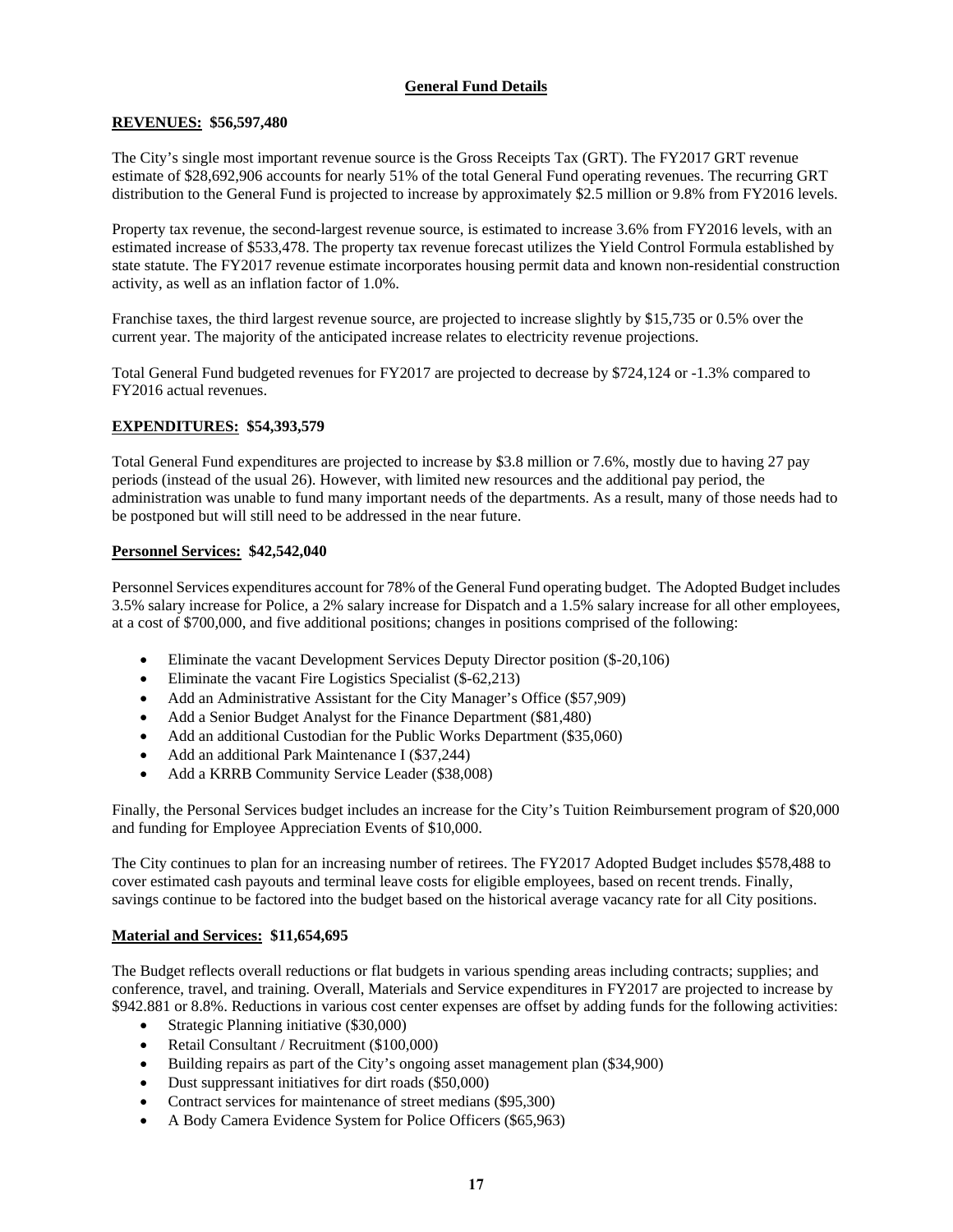## General Fund Details

**REVENUES: $56,597,480**

The City's single most important revenue source is the Gross Receipts Tax (GRT). The FY2017 GRT revenue estimate of $28,692,906 accounts for nearly 51% of the total General Fund operating revenues. The recurring GRT distribution to the General Fund is projected to increase by approximately $2.5 million or 9.8% from FY2016 levels.

Property tax revenue, the second-largest revenue source, is estimated to increase 3.6% from FY2016 levels, with an estimated increase of $533,478. The property tax revenue forecast utilizes the Yield Control Formula established by state statute. The FY2017 revenue estimate incorporates housing permit data and known non-residential construction activity, as well as an inflation factor of 1.0%.

Franchise taxes, the third largest revenue source, are projected to increase slightly by $15,735 or 0.5% over the current year. The majority of the anticipated increase relates to electricity revenue projections.

Total General Fund budgeted revenues for FY2017 are projected to decrease by $724,124 or -1.3% compared to FY2016 actual revenues.

**EXPENDITURES: $54,393,579**

Total General Fund expenditures are projected to increase by $3.8 million or 7.6%, mostly due to having 27 pay periods (instead of the usual 26). However, with limited new resources and the additional pay period, the administration was unable to fund many important needs of the departments. As a result, many of those needs had to be postponed but will still need to be addressed in the near future.

**Personnel Services: $42,542,040**

Personnel Services expenditures account for 78% of the General Fund operating budget. The Adopted Budget includes 3.5% salary increase for Police, a 2% salary increase for Dispatch and a 1.5% salary increase for all other employees, at a cost of $700,000, and five additional positions; changes in positions comprised of the following:

- Eliminate the vacant Development Services Deputy Director position ($-20,106)
- Eliminate the vacant Fire Logistics Specialist ($-62,213)
- Add an Administrative Assistant for the City Manager's Office ($57,909)
- Add a Senior Budget Analyst for the Finance Department ($81,480)
- Add an additional Custodian for the Public Works Department ($35,060)
- Add an additional Park Maintenance I ($37,244)
- Add a KRRB Community Service Leader ($38,008)

Finally, the Personal Services budget includes an increase for the City's Tuition Reimbursement program of $20,000 and funding for Employee Appreciation Events of $10,000.

The City continues to plan for an increasing number of retirees. The FY2017 Adopted Budget includes $578,488 to cover estimated cash payouts and terminal leave costs for eligible employees, based on recent trends. Finally, savings continue to be factored into the budget based on the historical average vacancy rate for all City positions.

**Material and Services: $11,654,695**

The Budget reflects overall reductions or flat budgets in various spending areas including contracts; supplies; and conference, travel, and training. Overall, Materials and Service expenditures in FY2017 are projected to increase by $942.881 or 8.8%. Reductions in various cost center expenses are offset by adding funds for the following activities:

- Strategic Planning initiative ($30,000)
- Retail Consultant / Recruitment ($100,000)
- Building repairs as part of the City's ongoing asset management plan ($34,900)
- Dust suppressant initiatives for dirt roads ($50,000)
- Contract services for maintenance of street medians ($95,300)
- A Body Camera Evidence System for Police Officers ($65,963)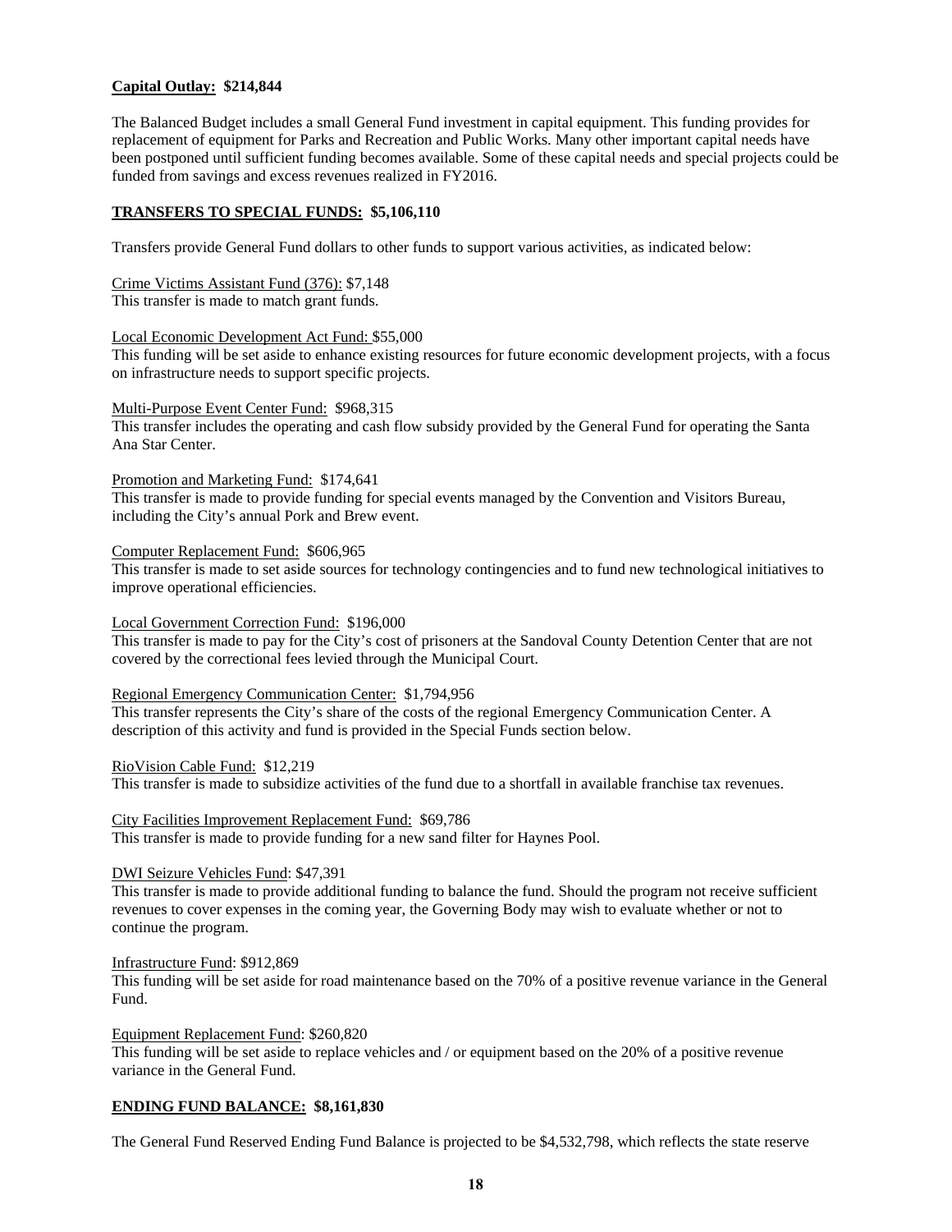**Capital Outlay: $214,844**

The Balanced Budget includes a small General Fund investment in capital equipment. This funding provides for replacement of equipment for Parks and Recreation and Public Works. Many other important capital needs have been postponed until sufficient funding becomes available. Some of these capital needs and special projects could be funded from savings and excess revenues realized in FY2016.

**TRANSFERS TO SPECIAL FUNDS: $5,106,110**

Transfers provide General Fund dollars to other funds to support various activities, as indicated below:

Crime Victims Assistant Fund (376): $7,148
This transfer is made to match grant funds.

Local Economic Development Act Fund: $55,000
This funding will be set aside to enhance existing resources for future economic development projects, with a focus on infrastructure needs to support specific projects.

Multi-Purpose Event Center Fund: $968,315
This transfer includes the operating and cash flow subsidy provided by the General Fund for operating the Santa Ana Star Center.

Promotion and Marketing Fund: $174,641
This transfer is made to provide funding for special events managed by the Convention and Visitors Bureau, including the City's annual Pork and Brew event.

Computer Replacement Fund: $606,965
This transfer is made to set aside sources for technology contingencies and to fund new technological initiatives to improve operational efficiencies.

Local Government Correction Fund: $196,000
This transfer is made to pay for the City's cost of prisoners at the Sandoval County Detention Center that are not covered by the correctional fees levied through the Municipal Court.

Regional Emergency Communication Center: $1,794,956
This transfer represents the City's share of the costs of the regional Emergency Communication Center. A description of this activity and fund is provided in the Special Funds section below.

RioVision Cable Fund: $12,219
This transfer is made to subsidize activities of the fund due to a shortfall in available franchise tax revenues.

City Facilities Improvement Replacement Fund: $69,786
This transfer is made to provide funding for a new sand filter for Haynes Pool.

DWI Seizure Vehicles Fund: $47,391
This transfer is made to provide additional funding to balance the fund. Should the program not receive sufficient revenues to cover expenses in the coming year, the Governing Body may wish to evaluate whether or not to continue the program.

Infrastructure Fund: $912,869
This funding will be set aside for road maintenance based on the 70% of a positive revenue variance in the General Fund.

Equipment Replacement Fund: $260,820
This funding will be set aside to replace vehicles and / or equipment based on the 20% of a positive revenue variance in the General Fund.

**ENDING FUND BALANCE: $8,161,830**

The General Fund Reserved Ending Fund Balance is projected to be $4,532,798, which reflects the state reserve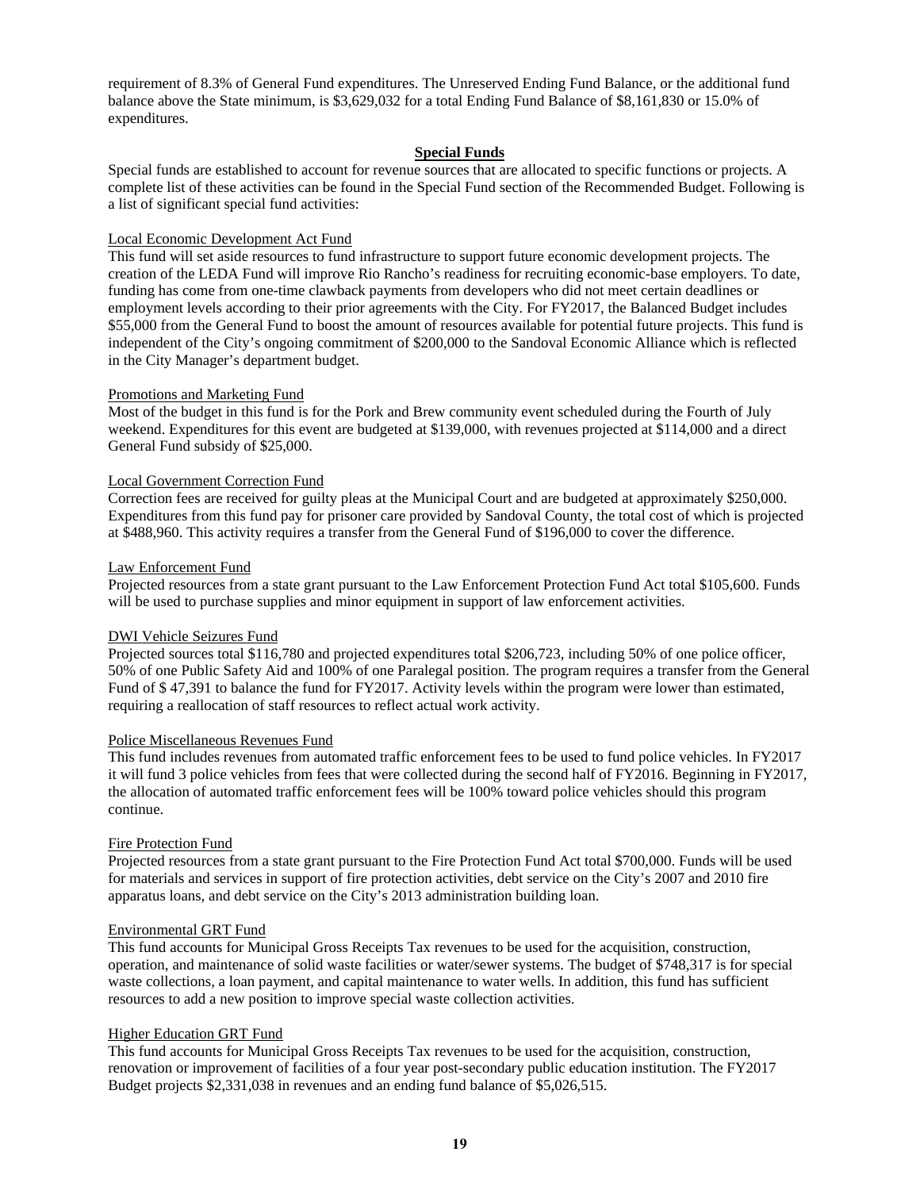requirement of 8.3% of General Fund expenditures. The Unreserved Ending Fund Balance, or the additional fund balance above the State minimum, is $3,629,032 for a total Ending Fund Balance of $8,161,830 or 15.0% of expenditures.

## Special Funds

Special funds are established to account for revenue sources that are allocated to specific functions or projects. A complete list of these activities can be found in the Special Fund section of the Recommended Budget. Following is a list of significant special fund activities:

### Local Economic Development Act Fund

This fund will set aside resources to fund infrastructure to support future economic development projects. The creation of the LEDA Fund will improve Rio Rancho's readiness for recruiting economic-base employers. To date, funding has come from one-time clawback payments from developers who did not meet certain deadlines or employment levels according to their prior agreements with the City. For FY2017, the Balanced Budget includes $55,000 from the General Fund to boost the amount of resources available for potential future projects. This fund is independent of the City's ongoing commitment of $200,000 to the Sandoval Economic Alliance which is reflected in the City Manager's department budget.

### Promotions and Marketing Fund

Most of the budget in this fund is for the Pork and Brew community event scheduled during the Fourth of July weekend. Expenditures for this event are budgeted at $139,000, with revenues projected at $114,000 and a direct General Fund subsidy of $25,000.

### Local Government Correction Fund

Correction fees are received for guilty pleas at the Municipal Court and are budgeted at approximately $250,000. Expenditures from this fund pay for prisoner care provided by Sandoval County, the total cost of which is projected at $488,960. This activity requires a transfer from the General Fund of $196,000 to cover the difference.

### Law Enforcement Fund

Projected resources from a state grant pursuant to the Law Enforcement Protection Fund Act total $105,600. Funds will be used to purchase supplies and minor equipment in support of law enforcement activities.

### DWI Vehicle Seizures Fund

Projected sources total $116,780 and projected expenditures total $206,723, including 50% of one police officer, 50% of one Public Safety Aid and 100% of one Paralegal position. The program requires a transfer from the General Fund of $ 47,391 to balance the fund for FY2017. Activity levels within the program were lower than estimated, requiring a reallocation of staff resources to reflect actual work activity.

### Police Miscellaneous Revenues Fund

This fund includes revenues from automated traffic enforcement fees to be used to fund police vehicles. In FY2017 it will fund 3 police vehicles from fees that were collected during the second half of FY2016. Beginning in FY2017, the allocation of automated traffic enforcement fees will be 100% toward police vehicles should this program continue.

### Fire Protection Fund

Projected resources from a state grant pursuant to the Fire Protection Fund Act total $700,000. Funds will be used for materials and services in support of fire protection activities, debt service on the City's 2007 and 2010 fire apparatus loans, and debt service on the City's 2013 administration building loan.

### Environmental GRT Fund

This fund accounts for Municipal Gross Receipts Tax revenues to be used for the acquisition, construction, operation, and maintenance of solid waste facilities or water/sewer systems. The budget of $748,317 is for special waste collections, a loan payment, and capital maintenance to water wells. In addition, this fund has sufficient resources to add a new position to improve special waste collection activities.

### Higher Education GRT Fund

This fund accounts for Municipal Gross Receipts Tax revenues to be used for the acquisition, construction, renovation or improvement of facilities of a four year post-secondary public education institution. The FY2017 Budget projects $2,331,038 in revenues and an ending fund balance of $5,026,515.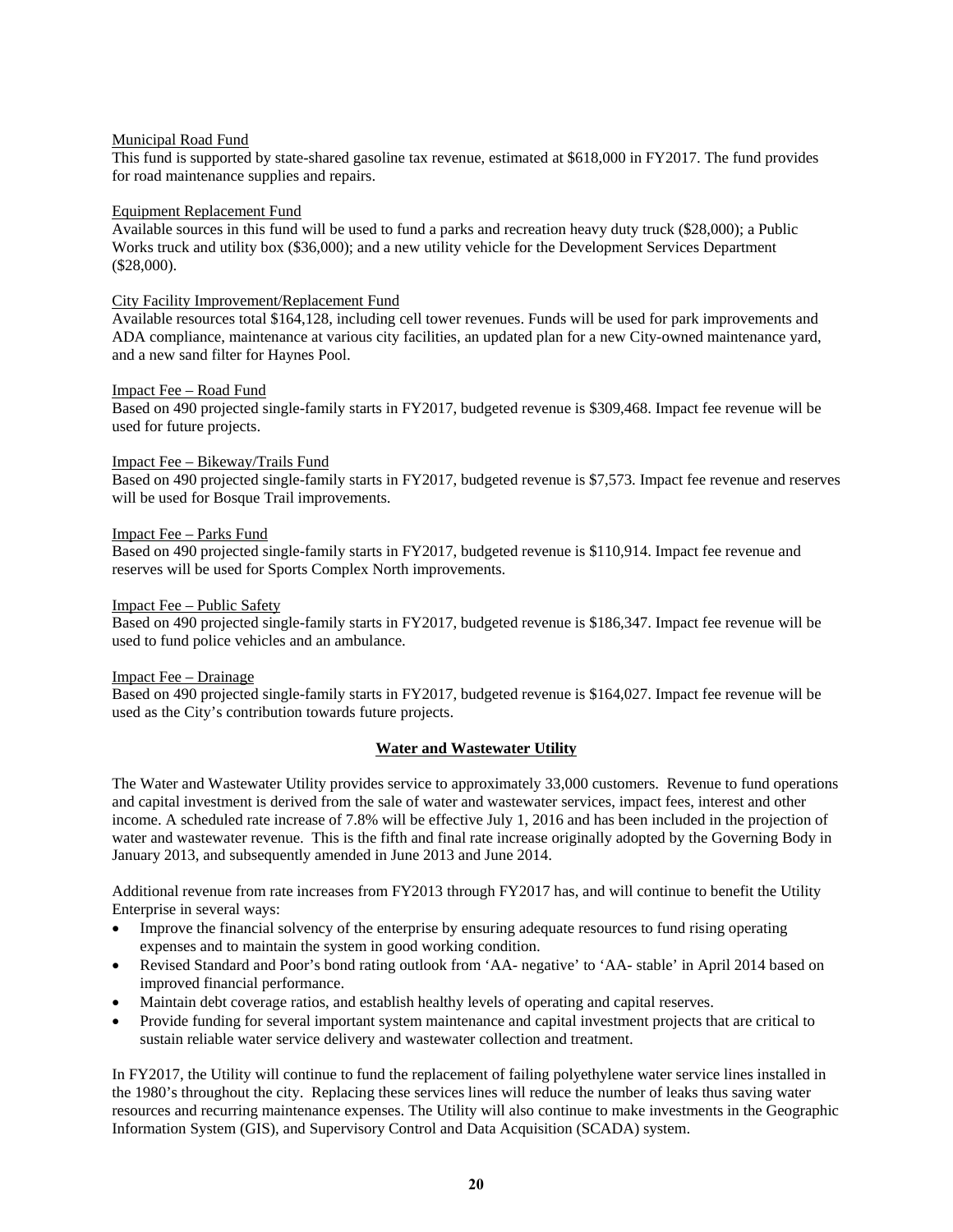Municipal Road Fund

This fund is supported by state-shared gasoline tax revenue, estimated at $618,000 in FY2017. The fund provides for road maintenance supplies and repairs.

Equipment Replacement Fund

Available sources in this fund will be used to fund a parks and recreation heavy duty truck ($28,000); a Public Works truck and utility box ($36,000); and a new utility vehicle for the Development Services Department ($28,000).

City Facility Improvement/Replacement Fund

Available resources total $164,128, including cell tower revenues. Funds will be used for park improvements and ADA compliance, maintenance at various city facilities, an updated plan for a new City-owned maintenance yard, and a new sand filter for Haynes Pool.

Impact Fee – Road Fund

Based on 490 projected single-family starts in FY2017, budgeted revenue is $309,468. Impact fee revenue will be used for future projects.

Impact Fee – Bikeway/Trails Fund

Based on 490 projected single-family starts in FY2017, budgeted revenue is $7,573. Impact fee revenue and reserves will be used for Bosque Trail improvements.

Impact Fee – Parks Fund

Based on 490 projected single-family starts in FY2017, budgeted revenue is $110,914. Impact fee revenue and reserves will be used for Sports Complex North improvements.

Impact Fee – Public Safety

Based on 490 projected single-family starts in FY2017, budgeted revenue is $186,347. Impact fee revenue will be used to fund police vehicles and an ambulance.

Impact Fee – Drainage

Based on 490 projected single-family starts in FY2017, budgeted revenue is $164,027. Impact fee revenue will be used as the City's contribution towards future projects.

## Water and Wastewater Utility

The Water and Wastewater Utility provides service to approximately 33,000 customers. Revenue to fund operations and capital investment is derived from the sale of water and wastewater services, impact fees, interest and other income. A scheduled rate increase of 7.8% will be effective July 1, 2016 and has been included in the projection of water and wastewater revenue. This is the fifth and final rate increase originally adopted by the Governing Body in January 2013, and subsequently amended in June 2013 and June 2014.

Additional revenue from rate increases from FY2013 through FY2017 has, and will continue to benefit the Utility Enterprise in several ways:

- Improve the financial solvency of the enterprise by ensuring adequate resources to fund rising operating expenses and to maintain the system in good working condition.
- Revised Standard and Poor's bond rating outlook from 'AA- negative' to 'AA- stable' in April 2014 based on improved financial performance.
- Maintain debt coverage ratios, and establish healthy levels of operating and capital reserves.
- Provide funding for several important system maintenance and capital investment projects that are critical to sustain reliable water service delivery and wastewater collection and treatment.

In FY2017, the Utility will continue to fund the replacement of failing polyethylene water service lines installed in the 1980's throughout the city. Replacing these services lines will reduce the number of leaks thus saving water resources and recurring maintenance expenses. The Utility will also continue to make investments in the Geographic Information System (GIS), and Supervisory Control and Data Acquisition (SCADA) system.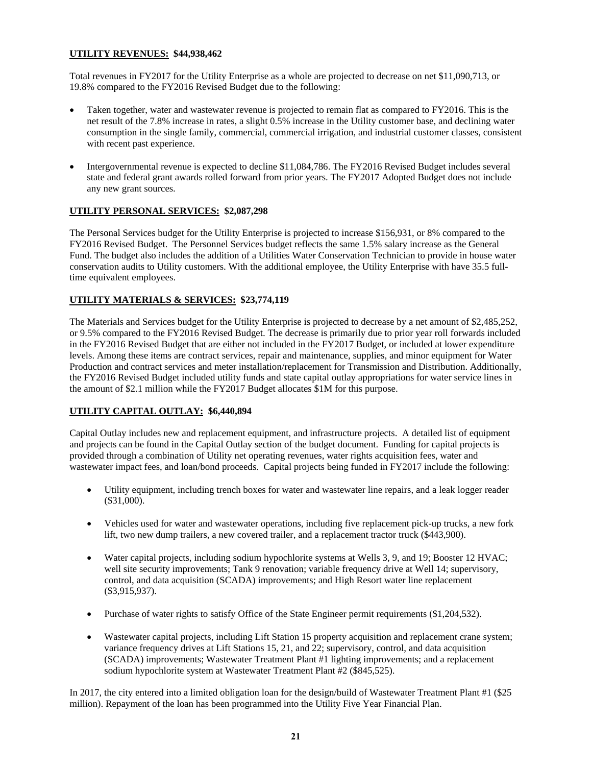**UTILITY REVENUES: $44,938,462**

Total revenues in FY2017 for the Utility Enterprise as a whole are projected to decrease on net $11,090,713, or 19.8% compared to the FY2016 Revised Budget due to the following:

- Taken together, water and wastewater revenue is projected to remain flat as compared to FY2016. This is the net result of the 7.8% increase in rates, a slight 0.5% increase in the Utility customer base, and declining water consumption in the single family, commercial, commercial irrigation, and industrial customer classes, consistent with recent past experience.
- Intergovernmental revenue is expected to decline $11,084,786. The FY2016 Revised Budget includes several state and federal grant awards rolled forward from prior years. The FY2017 Adopted Budget does not include any new grant sources.

**UTILITY PERSONAL SERVICES: $2,087,298**

The Personal Services budget for the Utility Enterprise is projected to increase $156,931, or 8% compared to the FY2016 Revised Budget. The Personnel Services budget reflects the same 1.5% salary increase as the General Fund. The budget also includes the addition of a Utilities Water Conservation Technician to provide in house water conservation audits to Utility customers. With the additional employee, the Utility Enterprise with have 35.5 full-time equivalent employees.

**UTILITY MATERIALS & SERVICES: $23,774,119**

The Materials and Services budget for the Utility Enterprise is projected to decrease by a net amount of $2,485,252, or 9.5% compared to the FY2016 Revised Budget. The decrease is primarily due to prior year roll forwards included in the FY2016 Revised Budget that are either not included in the FY2017 Budget, or included at lower expenditure levels. Among these items are contract services, repair and maintenance, supplies, and minor equipment for Water Production and contract services and meter installation/replacement for Transmission and Distribution. Additionally, the FY2016 Revised Budget included utility funds and state capital outlay appropriations for water service lines in the amount of $2.1 million while the FY2017 Budget allocates $1M for this purpose.

**UTILITY CAPITAL OUTLAY: $6,440,894**

Capital Outlay includes new and replacement equipment, and infrastructure projects. A detailed list of equipment and projects can be found in the Capital Outlay section of the budget document. Funding for capital projects is provided through a combination of Utility net operating revenues, water rights acquisition fees, water and wastewater impact fees, and loan/bond proceeds. Capital projects being funded in FY2017 include the following:

- Utility equipment, including trench boxes for water and wastewater line repairs, and a leak logger reader ($31,000).
- Vehicles used for water and wastewater operations, including five replacement pick-up trucks, a new fork lift, two new dump trailers, a new covered trailer, and a replacement tractor truck ($443,900).
- Water capital projects, including sodium hypochlorite systems at Wells 3, 9, and 19; Booster 12 HVAC; well site security improvements; Tank 9 renovation; variable frequency drive at Well 14; supervisory, control, and data acquisition (SCADA) improvements; and High Resort water line replacement ($3,915,937).
- Purchase of water rights to satisfy Office of the State Engineer permit requirements ($1,204,532).
- Wastewater capital projects, including Lift Station 15 property acquisition and replacement crane system; variance frequency drives at Lift Stations 15, 21, and 22; supervisory, control, and data acquisition (SCADA) improvements; Wastewater Treatment Plant #1 lighting improvements; and a replacement sodium hypochlorite system at Wastewater Treatment Plant #2 ($845,525).

In 2017, the city entered into a limited obligation loan for the design/build of Wastewater Treatment Plant #1 ($25 million). Repayment of the loan has been programmed into the Utility Five Year Financial Plan.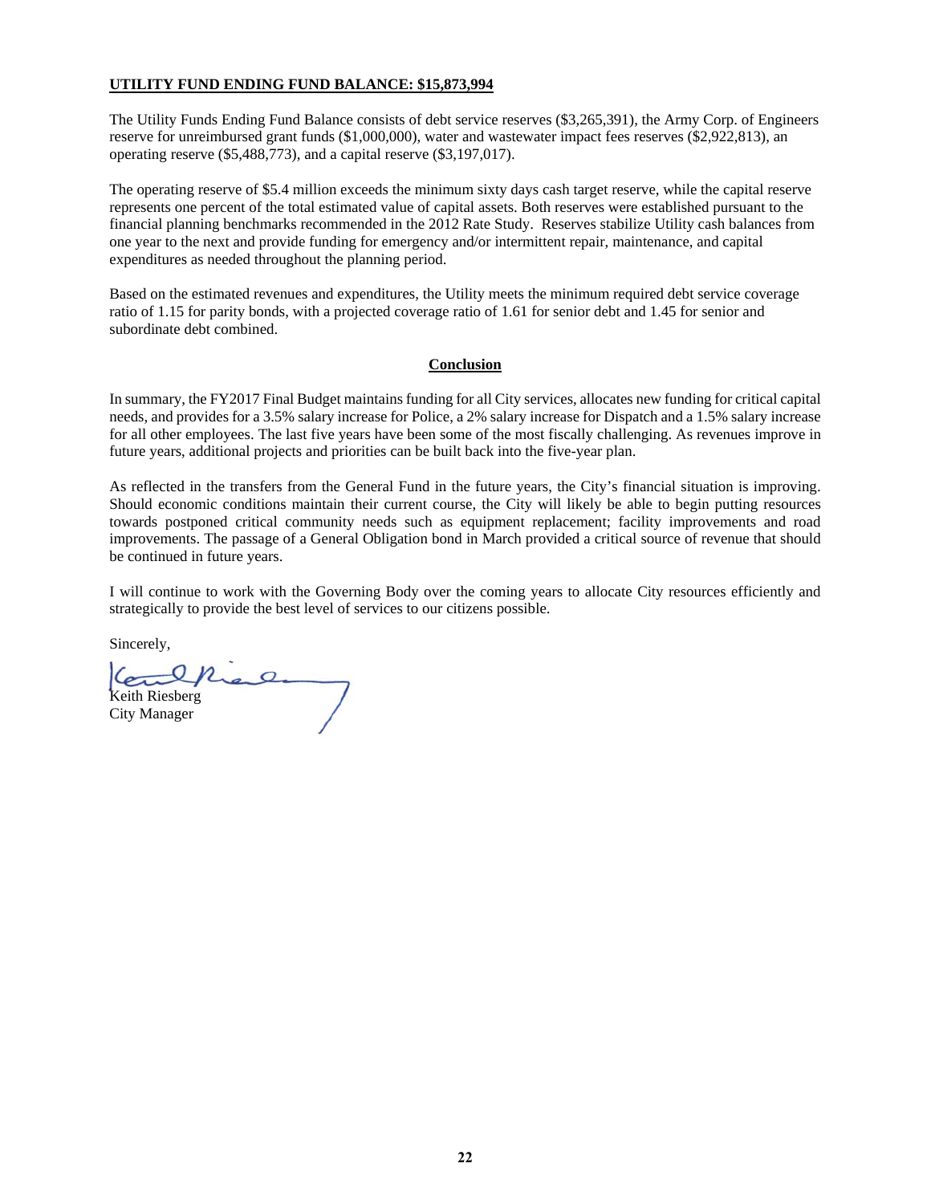**UTILITY FUND ENDING FUND BALANCE: $15,873,994**

The Utility Funds Ending Fund Balance consists of debt service reserves ($3,265,391), the Army Corp. of Engineers reserve for unreimbursed grant funds ($1,000,000), water and wastewater impact fees reserves ($2,922,813), an operating reserve ($5,488,773), and a capital reserve ($3,197,017).

The operating reserve of $5.4 million exceeds the minimum sixty days cash target reserve, while the capital reserve represents one percent of the total estimated value of capital assets. Both reserves were established pursuant to the financial planning benchmarks recommended in the 2012 Rate Study. Reserves stabilize Utility cash balances from one year to the next and provide funding for emergency and/or intermittent repair, maintenance, and capital expenditures as needed throughout the planning period.

Based on the estimated revenues and expenditures, the Utility meets the minimum required debt service coverage ratio of 1.15 for parity bonds, with a projected coverage ratio of 1.61 for senior debt and 1.45 for senior and subordinate debt combined.

## Conclusion

In summary, the FY2017 Final Budget maintains funding for all City services, allocates new funding for critical capital needs, and provides for a 3.5% salary increase for Police, a 2% salary increase for Dispatch and a 1.5% salary increase for all other employees. The last five years have been some of the most fiscally challenging. As revenues improve in future years, additional projects and priorities can be built back into the five-year plan.

As reflected in the transfers from the General Fund in the future years, the City's financial situation is improving. Should economic conditions maintain their current course, the City will likely be able to begin putting resources towards postponed critical community needs such as equipment replacement; facility improvements and road improvements. The passage of a General Obligation bond in March provided a critical source of revenue that should be continued in future years.

I will continue to work with the Governing Body over the coming years to allocate City resources efficiently and strategically to provide the best level of services to our citizens possible.

Sincerely,

Keith Riesberg
City Manager